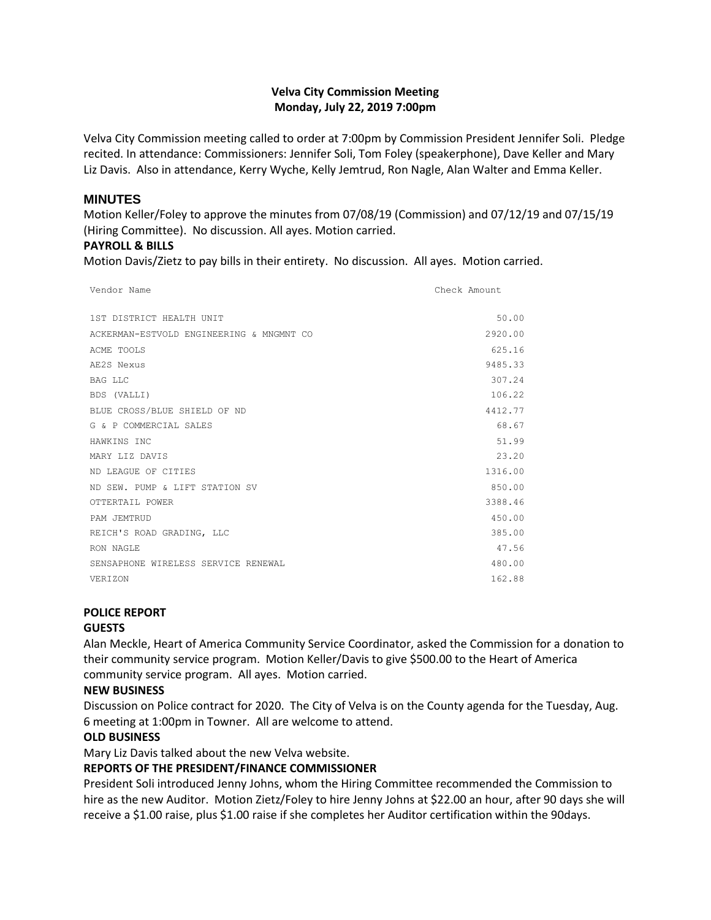**Velva City Commission Meeting**
**Monday, July 22, 2019 7:00pm**

Velva City Commission meeting called to order at 7:00pm by Commission President Jennifer Soli. Pledge recited. In attendance: Commissioners: Jennifer Soli, Tom Foley (speakerphone), Dave Keller and Mary Liz Davis. Also in attendance, Kerry Wyche, Kelly Jemtrud, Ron Nagle, Alan Walter and Emma Keller.

## MINUTES

Motion Keller/Foley to approve the minutes from 07/08/19 (Commission) and 07/12/19 and 07/15/19 (Hiring Committee). No discussion. All ayes. Motion carried.

**PAYROLL & BILLS**

Motion Davis/Zietz to pay bills in their entirety. No discussion. All ayes. Motion carried.

| Vendor Name | Check Amount |
| --- | --- |
| 1ST DISTRICT HEALTH UNIT | 50.00 |
| ACKERMAN-ESTVOLD ENGINEERING & MNGMNT CO | 2920.00 |
| ACME TOOLS | 625.16 |
| AE2S Nexus | 9485.33 |
| BAG LLC | 307.24 |
| BDS (VALLI) | 106.22 |
| BLUE CROSS/BLUE SHIELD OF ND | 4412.77 |
| G & P COMMERCIAL SALES | 68.67 |
| HAWKINS INC | 51.99 |
| MARY LIZ DAVIS | 23.20 |
| ND LEAGUE OF CITIES | 1316.00 |
| ND SEW. PUMP & LIFT STATION SV | 850.00 |
| OTTERTAIL POWER | 3388.46 |
| PAM JEMTRUD | 450.00 |
| REICH'S ROAD GRADING, LLC | 385.00 |
| RON NAGLE | 47.56 |
| SENSAPHONE WIRELESS SERVICE RENEWAL | 480.00 |
| VERIZON | 162.88 |

**POLICE REPORT**

**GUESTS**

Alan Meckle, Heart of America Community Service Coordinator, asked the Commission for a donation to their community service program. Motion Keller/Davis to give $500.00 to the Heart of America community service program. All ayes. Motion carried.

**NEW BUSINESS**

Discussion on Police contract for 2020. The City of Velva is on the County agenda for the Tuesday, Aug. 6 meeting at 1:00pm in Towner. All are welcome to attend.

**OLD BUSINESS**

Mary Liz Davis talked about the new Velva website.

**REPORTS OF THE PRESIDENT/FINANCE COMMISSIONER**

President Soli introduced Jenny Johns, whom the Hiring Committee recommended the Commission to hire as the new Auditor. Motion Zietz/Foley to hire Jenny Johns at $22.00 an hour, after 90 days she will receive a $1.00 raise, plus $1.00 raise if she completes her Auditor certification within the 90days.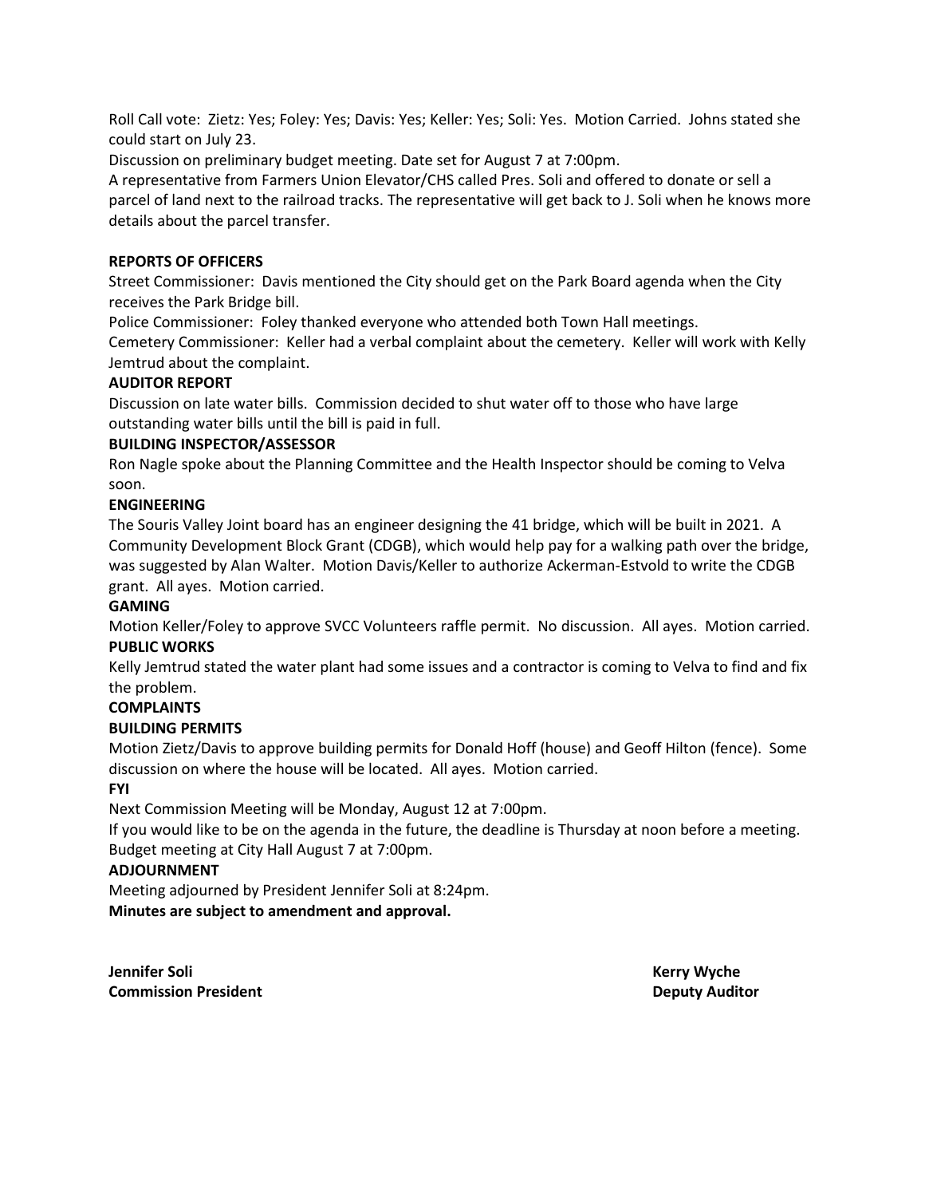Roll Call vote: Zietz: Yes; Foley: Yes; Davis: Yes; Keller: Yes; Soli: Yes. Motion Carried. Johns stated she could start on July 23.

Discussion on preliminary budget meeting. Date set for August 7 at 7:00pm.

A representative from Farmers Union Elevator/CHS called Pres. Soli and offered to donate or sell a parcel of land next to the railroad tracks. The representative will get back to J. Soli when he knows more details about the parcel transfer.

**REPORTS OF OFFICERS**

Street Commissioner: Davis mentioned the City should get on the Park Board agenda when the City receives the Park Bridge bill.

Police Commissioner: Foley thanked everyone who attended both Town Hall meetings.

Cemetery Commissioner: Keller had a verbal complaint about the cemetery. Keller will work with Kelly Jemtrud about the complaint.

**AUDITOR REPORT**

Discussion on late water bills. Commission decided to shut water off to those who have large outstanding water bills until the bill is paid in full.

**BUILDING INSPECTOR/ASSESSOR**

Ron Nagle spoke about the Planning Committee and the Health Inspector should be coming to Velva soon.

**ENGINEERING**

The Souris Valley Joint board has an engineer designing the 41 bridge, which will be built in 2021. A Community Development Block Grant (CDGB), which would help pay for a walking path over the bridge, was suggested by Alan Walter. Motion Davis/Keller to authorize Ackerman-Estvold to write the CDGB grant. All ayes. Motion carried.

**GAMING**

Motion Keller/Foley to approve SVCC Volunteers raffle permit. No discussion. All ayes. Motion carried.

**PUBLIC WORKS**

Kelly Jemtrud stated the water plant had some issues and a contractor is coming to Velva to find and fix the problem.

**COMPLAINTS**

**BUILDING PERMITS**

Motion Zietz/Davis to approve building permits for Donald Hoff (house) and Geoff Hilton (fence). Some discussion on where the house will be located. All ayes. Motion carried.

**FYI**

Next Commission Meeting will be Monday, August 12 at 7:00pm.

If you would like to be on the agenda in the future, the deadline is Thursday at noon before a meeting.

Budget meeting at City Hall August 7 at 7:00pm.

**ADJOURNMENT**

Meeting adjourned by President Jennifer Soli at 8:24pm.

**Minutes are subject to amendment and approval.**

**Jennifer Soli**
**Commission President**

**Kerry Wyche**
**Deputy Auditor**